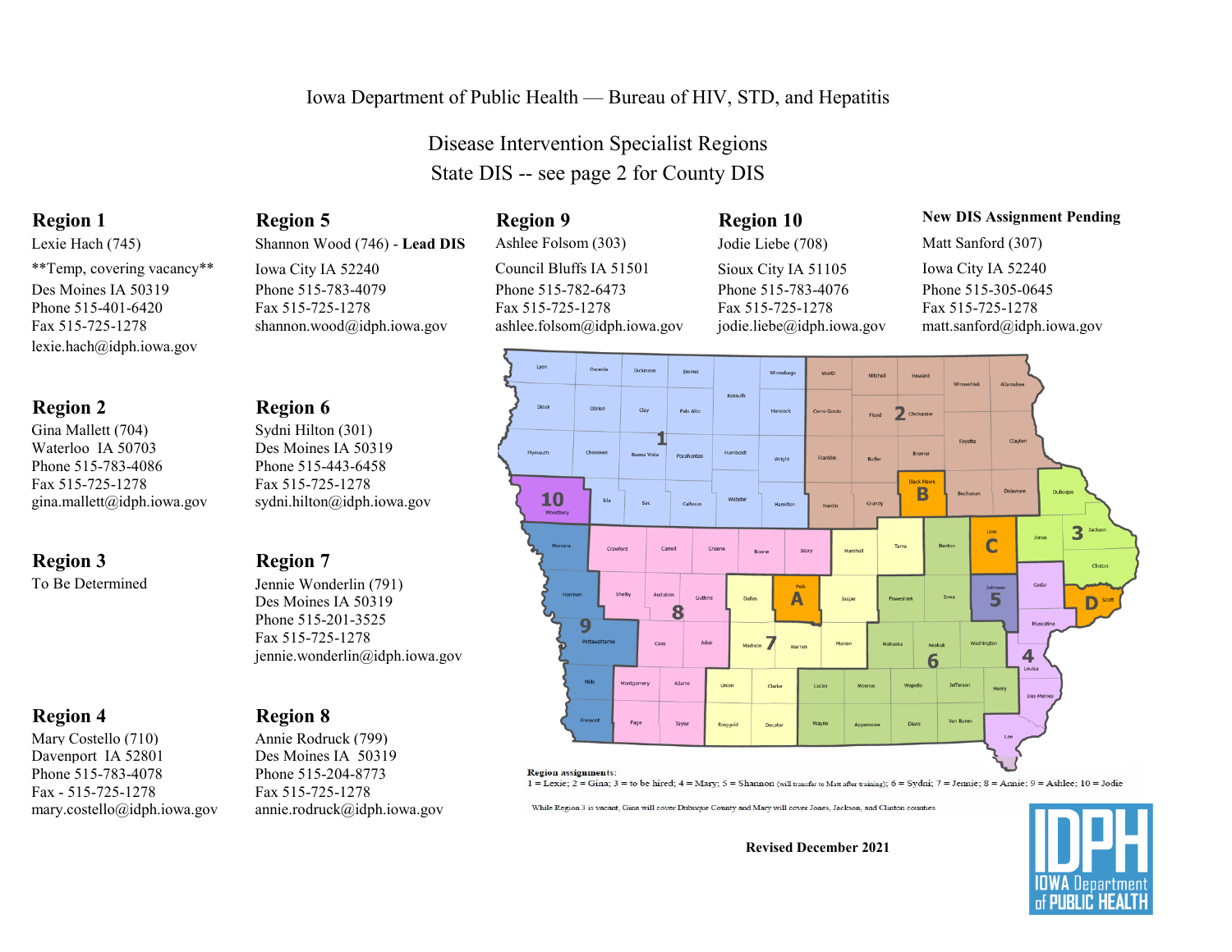Iowa Department of Public Health — Bureau of HIV, STD, and Hepatitis

# Disease Intervention Specialist Regions

## State DIS -- see page 2 for County DIS

### Region 1
Lexie Hach (745)
**Temp, covering vacancy**
Des Moines IA 50319
Phone 515-401-6420
Fax 515-725-1278
lexie.hach@idph.iowa.gov

### Region 2
Gina Mallett (704)
Waterloo IA 50703
Phone 515-783-4086
Fax 515-725-1278
gina.mallett@idph.iowa.gov

### Region 3
To Be Determined

### Region 4
Mary Costello (710)
Davenport IA 52801
Phone 515-783-4078
Fax - 515-725-1278
mary.costello@idph.iowa.gov

### Region 5
Shannon Wood (746) - **Lead DIS**
Iowa City IA 52240
Phone 515-783-4079
Fax 515-725-1278
shannon.wood@idph.iowa.gov

### Region 6
Sydni Hilton (301)
Des Moines IA 50319
Phone 515-443-6458
Fax 515-725-1278
sydni.hilton@idph.iowa.gov

### Region 7
Jennie Wonderlin (791)
Des Moines IA 50319
Phone 515-201-3525
Fax 515-725-1278
jennie.wonderlin@idph.iowa.gov

### Region 8
Annie Rodruck (799)
Des Moines IA 50319
Phone 515-204-8773
Fax 515-725-1278
annie.rodruck@idph.iowa.gov

### Region 9
Ashlee Folsom (303)
Council Bluffs IA 51501
Phone 515-782-6473
Fax 515-725-1278
ashlee.folsom@idph.iowa.gov

### Region 10
Jodie Liebe (708)
Sioux City IA 51105
Phone 515-783-4076
Fax 515-725-1278
jodie.liebe@idph.iowa.gov

### New DIS Assignment Pending
Matt Sanford (307)
Iowa City IA 52240
Phone 515-305-0645
Fax 515-725-1278
matt.sanford@idph.iowa.gov

**Region assignments:**
1 = Lexie; 2 = Gina; 3 = to be hired; 4 = Mary; 5 = Shannon (will transfer to Matt after training); 6 = Sydni; 7 = Jennie; 8 = Annie; 9 = Ashlee; 10 = Jodie

While Region 3 is vacant, Gina will cover Dubuque County and Mary will cover Jones, Jackson, and Clinton counties

**Revised December 2021**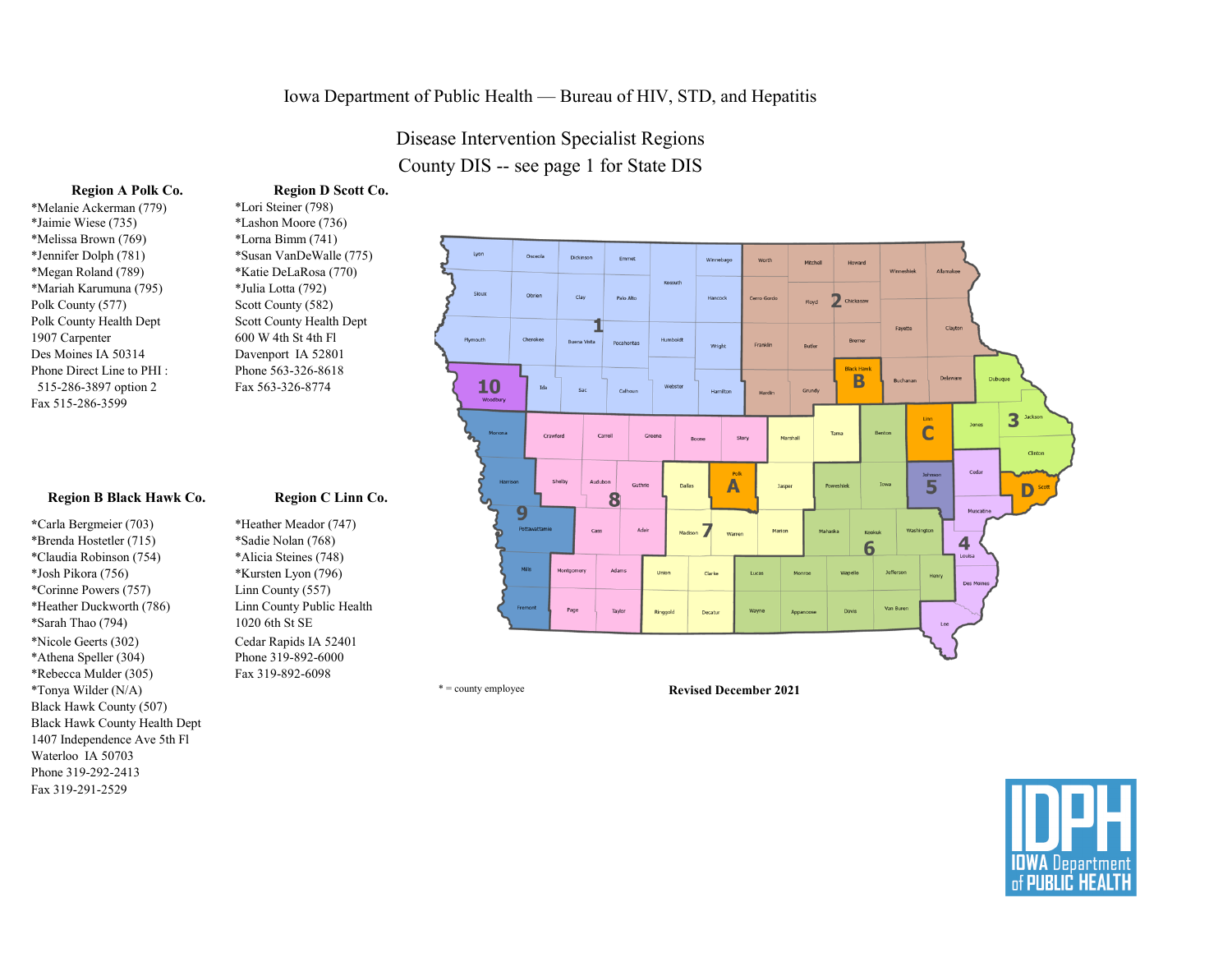Iowa Department of Public Health — Bureau of HIV, STD, and Hepatitis

# Disease Intervention Specialist Regions

## County DIS -- see page 1 for State DIS

### Region A Polk Co.

*Melanie Ackerman (779)
*Jaimie Wiese (735)
*Melissa Brown (769)
*Jennifer Dolph (781)
*Megan Roland (789)
*Mariah Karumuna (795)
Polk County (577)
Polk County Health Dept
1907 Carpenter
Des Moines IA 50314
Phone Direct Line to PHI :
515-286-3897 option 2
Fax 515-286-3599

### Region D Scott Co.

*Lori Steiner (798)
*Lashon Moore (736)
*Lorna Bimm (741)
*Susan VanDeWalle (775)
*Katie DeLaRosa (770)
*Julia Lotta (792)
Scott County (582)
Scott County Health Dept
600 W 4th St 4th Fl
Davenport IA 52801
Phone 563-326-8618
Fax 563-326-8774

### Region B Black Hawk Co.

*Carla Bergmeier (703)
*Brenda Hostetler (715)
*Claudia Robinson (754)
*Josh Pikora (756)
*Corinne Powers (757)
*Heather Duckworth (786)
*Sarah Thao (794)
*Nicole Geerts (302)
*Athena Speller (304)
*Rebecca Mulder (305)
*Tonya Wilder (N/A)
Black Hawk County (507)
Black Hawk County Health Dept
1407 Independence Ave 5th Fl
Waterloo IA 50703
Phone 319-292-2413
Fax 319-291-2529

### Region C Linn Co.

*Heather Meador (747)
*Sadie Nolan (768)
*Alicia Steines (748)
*Kursten Lyon (796)
Linn County (557)
Linn County Public Health
1020 6th St SE
Cedar Rapids IA 52401
Phone 319-892-6000
Fax 319-892-6098

Lyon
Osceola
Dickinson
Emmet
Kossuth
Winnebago
Worth
Mitchell
Howard
Winneshiek
Allamakee
Sioux
Obrien
Clay
Palo Alto
Hancock
Cerro Gordo
Floyd
Chickasaw
2
Plymouth
Cherokee
Buena Vista
1
Pocahontas
Humboldt
Wright
Franklin
Butler
Bremer
Fayette
Clayton
10
Woodbury
Ida
Sac
Calhoun
Webster
Hamilton
Hardin
Grundy
Black Hawk
B
Buchanan
Delaware
Dubuque
Monona
Crawford
Carroll
Greene
Boone
Story
Marshall
Tama
Benton
Linn
C
Jones
3
Jackson
Clinton
Harrison
Shelby
Audubon
Guthrie
Dallas
Polk
A
Jasper
Poweshiek
Iowa
Johnson
5
Cedar
D
Scott
8
9
Pottawattamie
Cass
Adair
Madison
7
Warren
Marion
Mahaska
Keokuk
Washington
Muscatine
6
4
Louisa
Mills
Montgomery
Adams
Union
Clarke
Lucas
Monroe
Wapello
Jefferson
Henry
Des Moines
Fremont
Page
Taylor
Ringgold
Decatur
Wayne
Appanoose
Davis
Van Buren
Lee

* = county employee

**Revised December 2021**

IDPH
IOWA Department of PUBLIC HEALTH